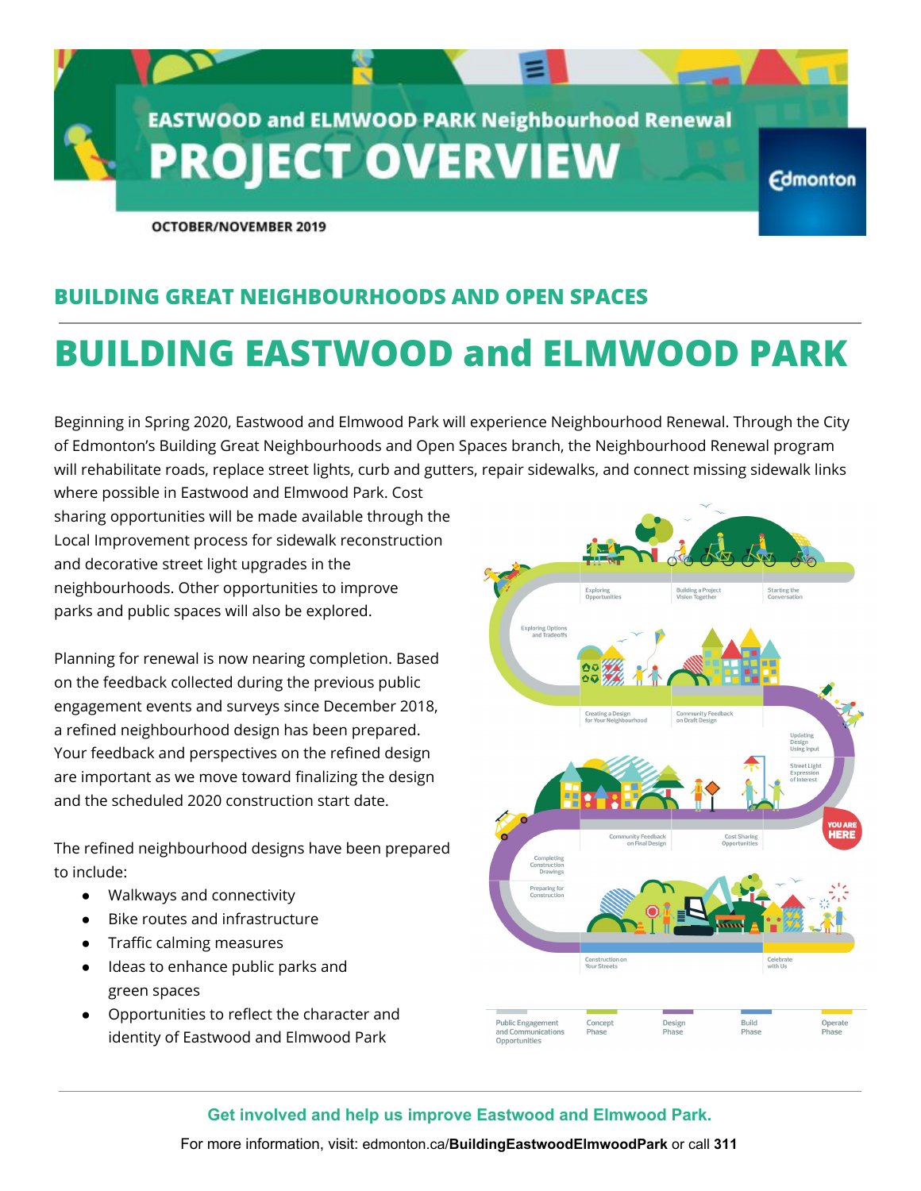# EASTWOOD and ELMWOOD PARK Neighbourhood Renewal

# PROJECT OVERVIEW

Edmonton

OCTOBER/NOVEMBER 2019

## BUILDING GREAT NEIGHBOURHOODS AND OPEN SPACES

# BUILDING EASTWOOD and ELMWOOD PARK

Beginning in Spring 2020, Eastwood and Elmwood Park will experience Neighbourhood Renewal. Through the City of Edmonton's Building Great Neighbourhoods and Open Spaces branch, the Neighbourhood Renewal program will rehabilitate roads, replace street lights, curb and gutters, repair sidewalks, and connect missing sidewalk links where possible in Eastwood and Elmwood Park. Cost sharing opportunities will be made available through the Local Improvement process for sidewalk reconstruction and decorative street light upgrades in the neighbourhoods. Other opportunities to improve parks and public spaces will also be explored.

Planning for renewal is now nearing completion. Based on the feedback collected during the previous public engagement events and surveys since December 2018, a refined neighbourhood design has been prepared. Your feedback and perspectives on the refined design are important as we move toward finalizing the design and the scheduled 2020 construction start date.

The refined neighbourhood designs have been prepared to include:

- Walkways and connectivity
- Bike routes and infrastructure
- Traffic calming measures
- Ideas to enhance public parks and green spaces
- Opportunities to reflect the character and identity of Eastwood and Elmwood Park

Starting the Conversation · Building a Project Vision Together · Exploring Opportunities · Exploring Options and Tradeoffs · Creating a Design for Your Neighbourhood · Community Feedback on Draft Design · Updating Design Using Input · Street Light Expression of Interest · Cost Sharing Opportunities · YOU ARE HERE · Community Feedback on Final Design · Completing Construction Drawings · Preparing for Construction · Construction on Your Streets · Celebrate with Us

Public Engagement and Communications Opportunities · Concept Phase · Design Phase · Build Phase · Operate Phase

**Get involved and help us improve Eastwood and Elmwood Park.**

For more information, visit: edmonton.ca/**BuildingEastwoodElmwoodPark** or call **311**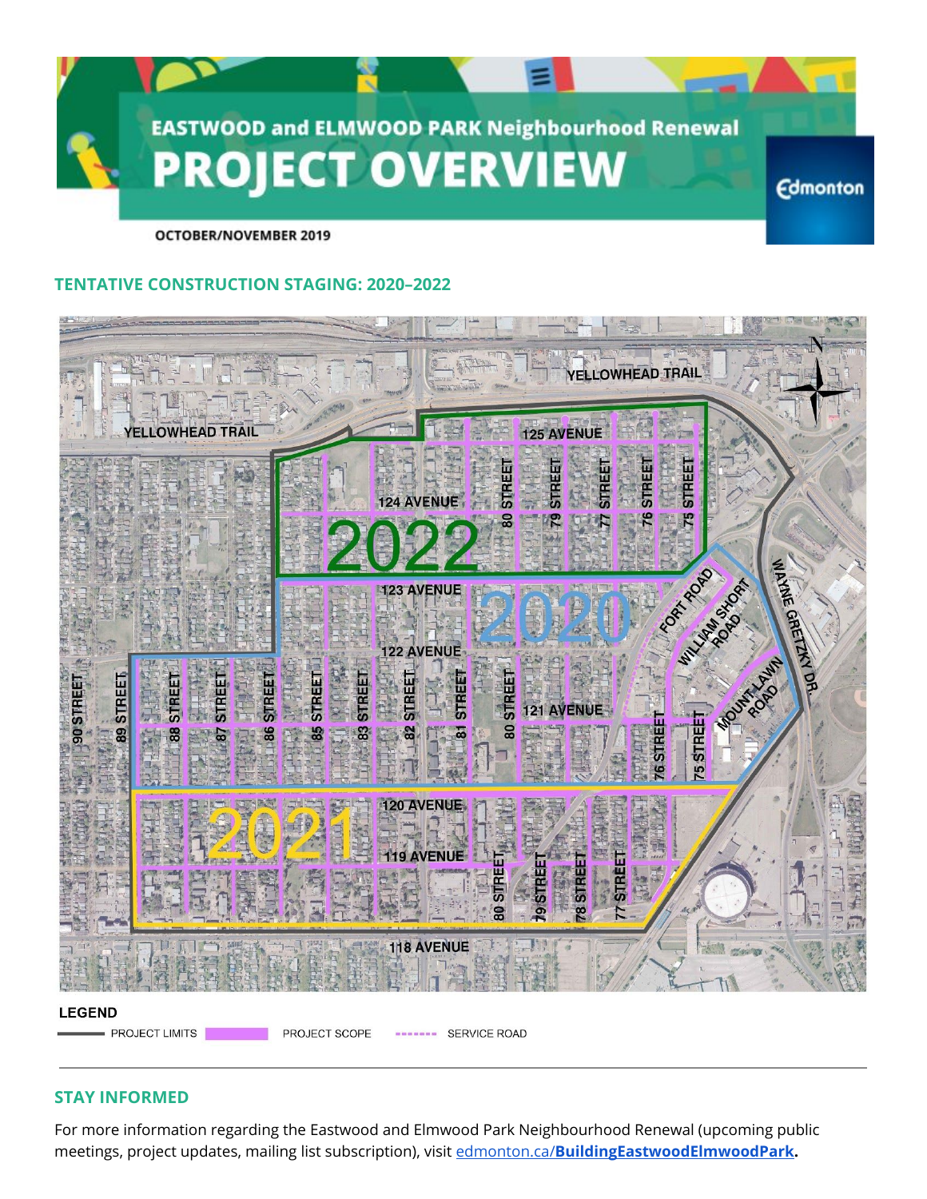EASTWOOD and ELMWOOD PARK Neighbourhood Renewal

# PROJECT OVERVIEW

Edmonton

OCTOBER/NOVEMBER 2019

## TENTATIVE CONSTRUCTION STAGING: 2020–2022

YELLOWHEAD TRAIL

YELLOWHEAD TRAIL

125 AVENUE

124 AVENUE

2022

80 STREET

79 STREET

77 STREET

76 STREET

75 STREET

123 AVENUE

2020

122 AVENUE

FORT ROAD

WILLIAM SHORT ROAD

WAYNE GRETZKY DR.

90 STREET

89 STREET

88 STREET

87 STREET

86 STREET

85 STREET

83 STREET

82 STREET

81 STREET

80 STREET

121 AVENUE

MOUNT LAWN ROAD

76 STREET

75 STREET

120 AVENUE

2021

119 AVENUE

80 STREET

79 STREET

78 STREET

77 STREET

118 AVENUE

LEGEND

PROJECT LIMITS

PROJECT SCOPE

SERVICE ROAD

## STAY INFORMED

For more information regarding the Eastwood and Elmwood Park Neighbourhood Renewal (upcoming public meetings, project updates, mailing list subscription), visit edmonton.ca/**BuildingEastwoodElmwoodPark**.